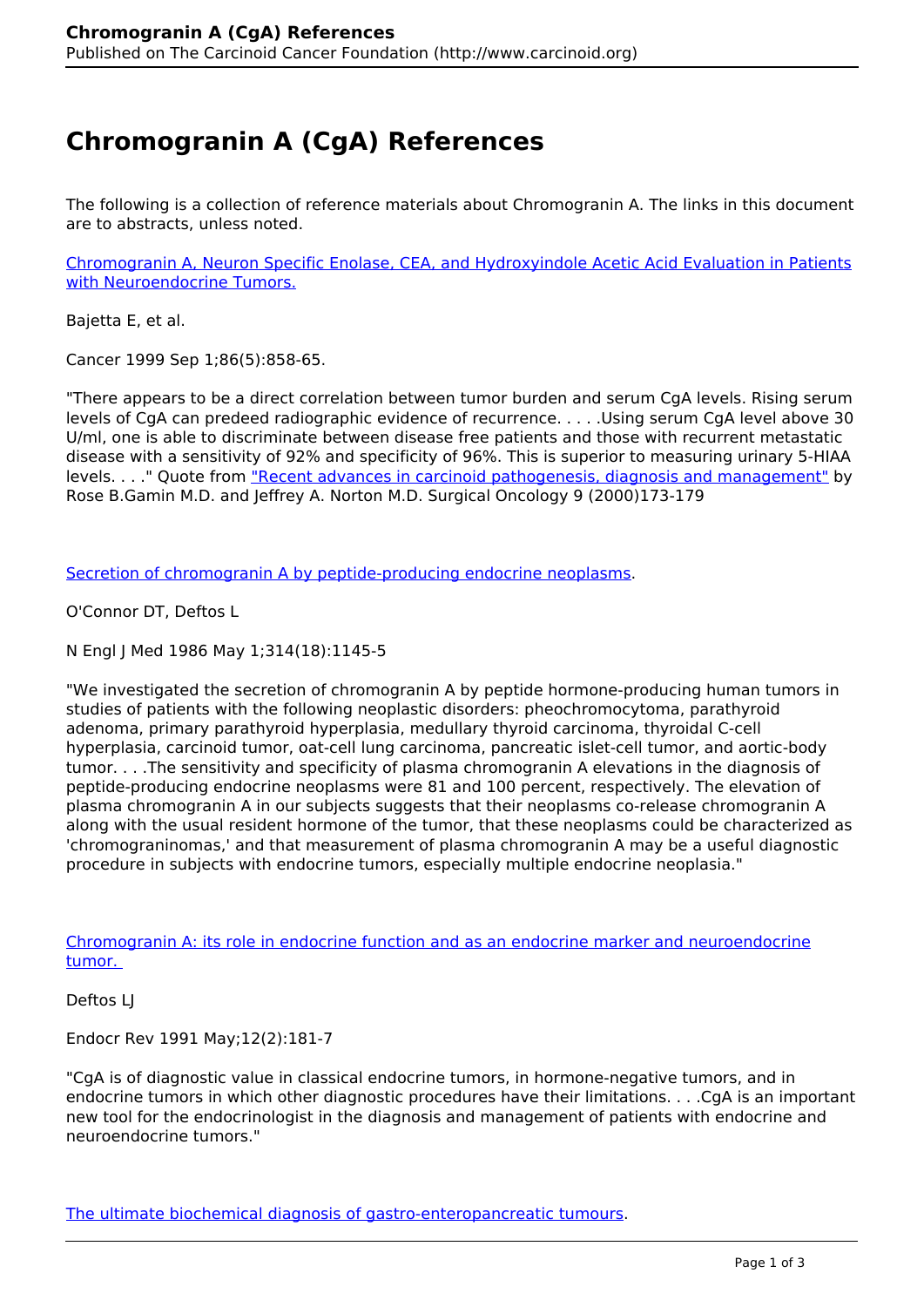# Chromogranin A (CgA) References

The following is a collection of reference materials about Chromogranin A. The links in this document are to abstracts, unless noted.

[Chromogranin A, Neuron Specific Enolase, CEA, and Hydroxyindole Acetic Acid Evaluation in Patients with Neuroendocrine Tumors.]()

Bajetta E, et al.

Cancer 1999 Sep 1;86(5):858-65.

"There appears to be a direct correlation between tumor burden and serum CgA levels. Rising serum levels of CgA can predeed radiographic evidence of recurrence. . . . .Using serum CgA level above 30 U/ml, one is able to discriminate between disease free patients and those with recurrent metastatic disease with a sensitivity of 92% and specificity of 96%. This is superior to measuring urinary 5-HIAA levels. . . ." Quote from ["Recent advances in carcinoid pathogenesis, diagnosis and management"]() by Rose B.Gamin M.D. and Jeffrey A. Norton M.D. Surgical Oncology 9 (2000)173-179

[Secretion of chromogranin A by peptide-producing endocrine neoplasms]().

O'Connor DT, Deftos L

N Engl J Med 1986 May 1;314(18):1145-5

"We investigated the secretion of chromogranin A by peptide hormone-producing human tumors in studies of patients with the following neoplastic disorders: pheochromocytoma, parathyroid adenoma, primary parathyroid hyperplasia, medullary thyroid carcinoma, thyroidal C-cell hyperplasia, carcinoid tumor, oat-cell lung carcinoma, pancreatic islet-cell tumor, and aortic-body tumor. . . .The sensitivity and specificity of plasma chromogranin A elevations in the diagnosis of peptide-producing endocrine neoplasms were 81 and 100 percent, respectively. The elevation of plasma chromogranin A in our subjects suggests that their neoplasms co-release chromogranin A along with the usual resident hormone of the tumor, that these neoplasms could be characterized as 'chromogranomas,' and that measurement of plasma chromogranin A may be a useful diagnostic procedure in subjects with endocrine tumors, especially multiple endocrine neoplasia."

[Chromogranin A: its role in endocrine function and as an endocrine marker and neuroendocrine tumor.]()

Deftos LJ

Endocr Rev 1991 May;12(2):181-7

"CgA is of diagnostic value in classical endocrine tumors, in hormone-negative tumors, and in endocrine tumors in which other diagnostic procedures have their limitations. . . .CgA is an important new tool for the endocrinologist in the diagnosis and management of patients with endocrine and neuroendocrine tumors."

[The ultimate biochemical diagnosis of gastro-enteropancreatic tumours]().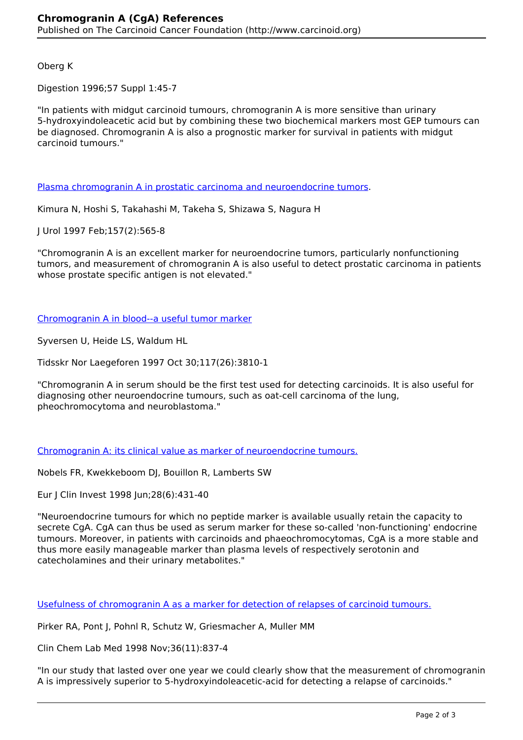Oberg K

Digestion 1996;57 Suppl 1:45-7

"In patients with midgut carcinoid tumours, chromogranin A is more sensitive than urinary 5-hydroxyindoleacetic acid but by combining these two biochemical markers most GEP tumours can be diagnosed. Chromogranin A is also a prognostic marker for survival in patients with midgut carcinoid tumours."

Plasma chromogranin A in prostatic carcinoma and neuroendocrine tumors.

Kimura N, Hoshi S, Takahashi M, Takeha S, Shizawa S, Nagura H

J Urol 1997 Feb;157(2):565-8

"Chromogranin A is an excellent marker for neuroendocrine tumors, particularly nonfunctioning tumors, and measurement of chromogranin A is also useful to detect prostatic carcinoma in patients whose prostate specific antigen is not elevated."

Chromogranin A in blood--a useful tumor marker

Syversen U, Heide LS, Waldum HL

Tidsskr Nor Laegeforen 1997 Oct 30;117(26):3810-1

"Chromogranin A in serum should be the first test used for detecting carcinoids. It is also useful for diagnosing other neuroendocrine tumours, such as oat-cell carcinoma of the lung, pheochromocytoma and neuroblastoma."

Chromogranin A: its clinical value as marker of neuroendocrine tumours.

Nobels FR, Kwekkeboom DJ, Bouillon R, Lamberts SW

Eur J Clin Invest 1998 Jun;28(6):431-40

"Neuroendocrine tumours for which no peptide marker is available usually retain the capacity to secrete CgA. CgA can thus be used as serum marker for these so-called 'non-functioning' endocrine tumours. Moreover, in patients with carcinoids and phaeochromocytomas, CgA is a more stable and thus more easily manageable marker than plasma levels of respectively serotonin and catecholamines and their urinary metabolites."

Usefulness of chromogranin A as a marker for detection of relapses of carcinoid tumours.

Pirker RA, Pont J, Pohnl R, Schutz W, Griesmacher A, Muller MM

Clin Chem Lab Med 1998 Nov;36(11):837-4

"In our study that lasted over one year we could clearly show that the measurement of chromogranin A is impressively superior to 5-hydroxyindoleacetic-acid for detecting a relapse of carcinoids."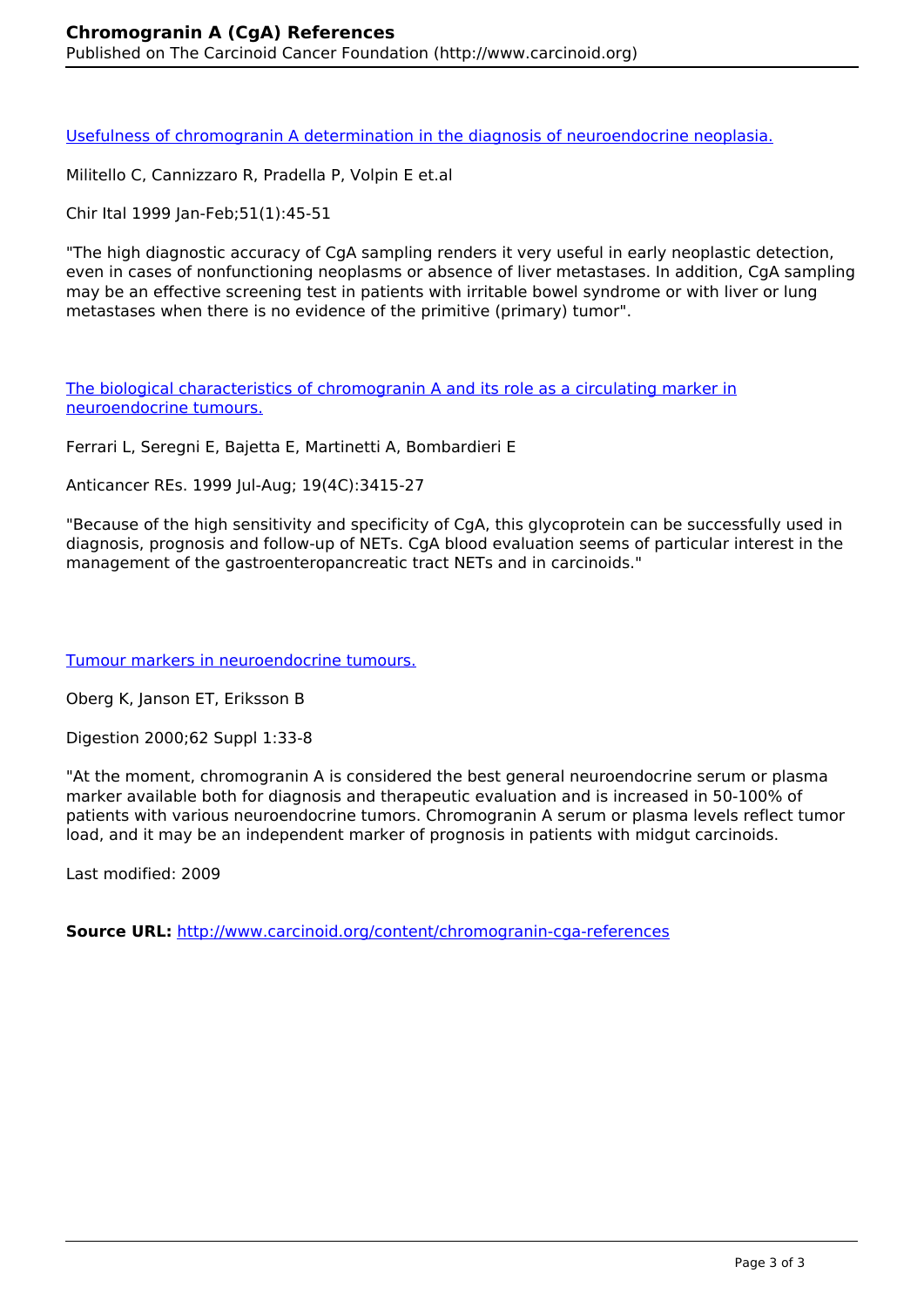[Usefulness of chromogranin A determination in the diagnosis of neuroendocrine neoplasia.]

Militello C, Cannizzaro R, Pradella P, Volpin E et.al

Chir Ital 1999 Jan-Feb;51(1):45-51

"The high diagnostic accuracy of CgA sampling renders it very useful in early neoplastic detection, even in cases of nonfunctioning neoplasms or absence of liver metastases. In addition, CgA sampling may be an effective screening test in patients with irritable bowel syndrome or with liver or lung metastases when there is no evidence of the primitive (primary) tumor".

[The biological characteristics of chromogranin A and its role as a circulating marker in neuroendocrine tumours.]

Ferrari L, Seregni E, Bajetta E, Martinetti A, Bombardieri E

Anticancer REs. 1999 Jul-Aug; 19(4C):3415-27

"Because of the high sensitivity and specificity of CgA, this glycoprotein can be successfully used in diagnosis, prognosis and follow-up of NETs. CgA blood evaluation seems of particular interest in the management of the gastroenteropancreatic tract NETs and in carcinoids."

[Tumour markers in neuroendocrine tumours.]

Oberg K, Janson ET, Eriksson B

Digestion 2000;62 Suppl 1:33-8

"At the moment, chromogranin A is considered the best general neuroendocrine serum or plasma marker available both for diagnosis and therapeutic evaluation and is increased in 50-100% of patients with various neuroendocrine tumors. Chromogranin A serum or plasma levels reflect tumor load, and it may be an independent marker of prognosis in patients with midgut carcinoids.

Last modified: 2009

**Source URL:** http://www.carcinoid.org/content/chromogranin-cga-references